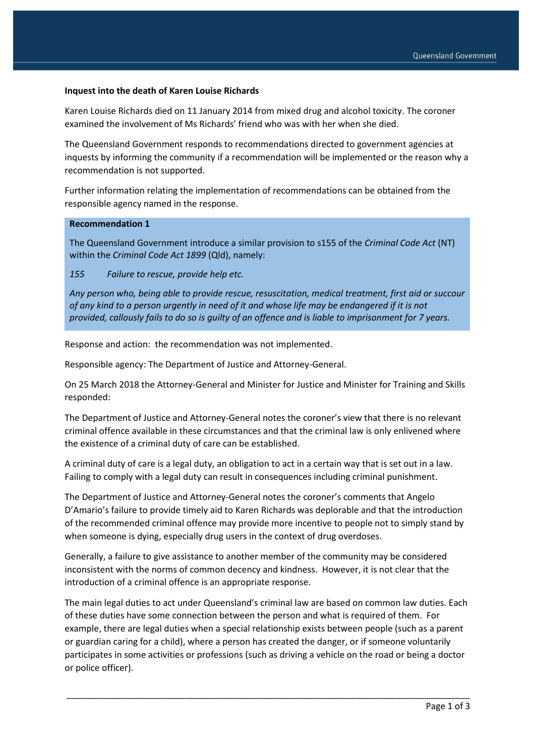**Inquest into the death of Karen Louise Richards**

Karen Louise Richards died on 11 January 2014 from mixed drug and alcohol toxicity. The coroner examined the involvement of Ms Richards' friend who was with her when she died.

The Queensland Government responds to recommendations directed to government agencies at inquests by informing the community if a recommendation will be implemented or the reason why a recommendation is not supported.

Further information relating the implementation of recommendations can be obtained from the responsible agency named in the response.

**Recommendation 1**

The Queensland Government introduce a similar provision to s155 of the *Criminal Code Act* (NT) within the *Criminal Code Act 1899* (Qld), namely:

*155 Failure to rescue, provide help etc.*

*Any person who, being able to provide rescue, resuscitation, medical treatment, first aid or succour of any kind to a person urgently in need of it and whose life may be endangered if it is not provided, callously fails to do so is guilty of an offence and is liable to imprisonment for 7 years.*

Response and action: the recommendation was not implemented.

Responsible agency: The Department of Justice and Attorney-General.

On 25 March 2018 the Attorney-General and Minister for Justice and Minister for Training and Skills responded:

The Department of Justice and Attorney-General notes the coroner's view that there is no relevant criminal offence available in these circumstances and that the criminal law is only enlivened where the existence of a criminal duty of care can be established.

A criminal duty of care is a legal duty, an obligation to act in a certain way that is set out in a law. Failing to comply with a legal duty can result in consequences including criminal punishment.

The Department of Justice and Attorney-General notes the coroner's comments that Angelo D'Amario's failure to provide timely aid to Karen Richards was deplorable and that the introduction of the recommended criminal offence may provide more incentive to people not to simply stand by when someone is dying, especially drug users in the context of drug overdoses.

Generally, a failure to give assistance to another member of the community may be considered inconsistent with the norms of common decency and kindness. However, it is not clear that the introduction of a criminal offence is an appropriate response.

The main legal duties to act under Queensland's criminal law are based on common law duties. Each of these duties have some connection between the person and what is required of them. For example, there are legal duties when a special relationship exists between people (such as a parent or guardian caring for a child), where a person has created the danger, or if someone voluntarily participates in some activities or professions (such as driving a vehicle on the road or being a doctor or police officer).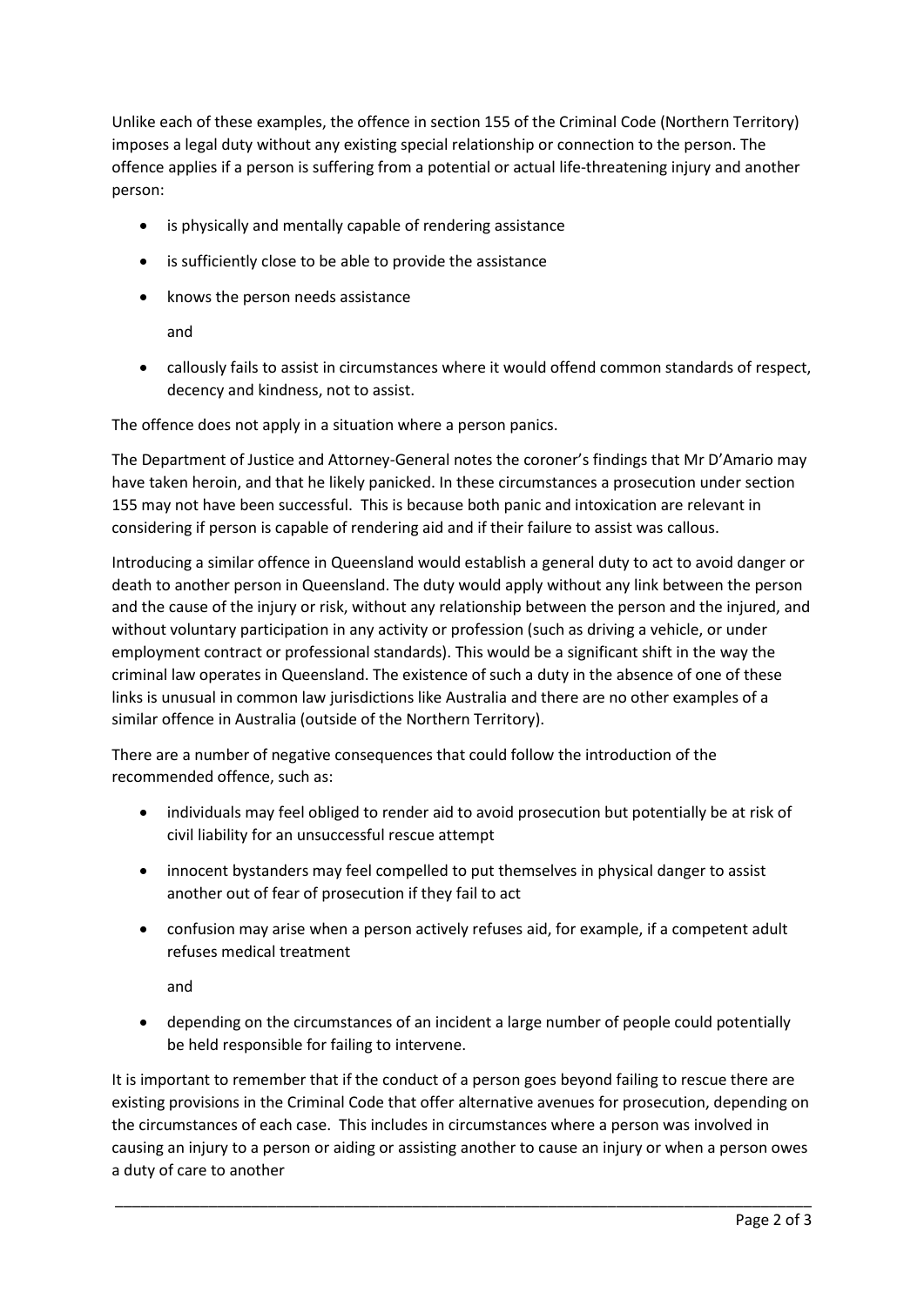Unlike each of these examples, the offence in section 155 of the Criminal Code (Northern Territory) imposes a legal duty without any existing special relationship or connection to the person. The offence applies if a person is suffering from a potential or actual life-threatening injury and another person:

- is physically and mentally capable of rendering assistance
- is sufficiently close to be able to provide the assistance
- knows the person needs assistance

  and
- callously fails to assist in circumstances where it would offend common standards of respect, decency and kindness, not to assist.

The offence does not apply in a situation where a person panics.

The Department of Justice and Attorney-General notes the coroner's findings that Mr D'Amario may have taken heroin, and that he likely panicked. In these circumstances a prosecution under section 155 may not have been successful. This is because both panic and intoxication are relevant in considering if person is capable of rendering aid and if their failure to assist was callous.

Introducing a similar offence in Queensland would establish a general duty to act to avoid danger or death to another person in Queensland. The duty would apply without any link between the person and the cause of the injury or risk, without any relationship between the person and the injured, and without voluntary participation in any activity or profession (such as driving a vehicle, or under employment contract or professional standards). This would be a significant shift in the way the criminal law operates in Queensland. The existence of such a duty in the absence of one of these links is unusual in common law jurisdictions like Australia and there are no other examples of a similar offence in Australia (outside of the Northern Territory).

There are a number of negative consequences that could follow the introduction of the recommended offence, such as:

- individuals may feel obliged to render aid to avoid prosecution but potentially be at risk of civil liability for an unsuccessful rescue attempt
- innocent bystanders may feel compelled to put themselves in physical danger to assist another out of fear of prosecution if they fail to act
- confusion may arise when a person actively refuses aid, for example, if a competent adult refuses medical treatment

  and
- depending on the circumstances of an incident a large number of people could potentially be held responsible for failing to intervene.

It is important to remember that if the conduct of a person goes beyond failing to rescue there are existing provisions in the Criminal Code that offer alternative avenues for prosecution, depending on the circumstances of each case. This includes in circumstances where a person was involved in causing an injury to a person or aiding or assisting another to cause an injury or when a person owes a duty of care to another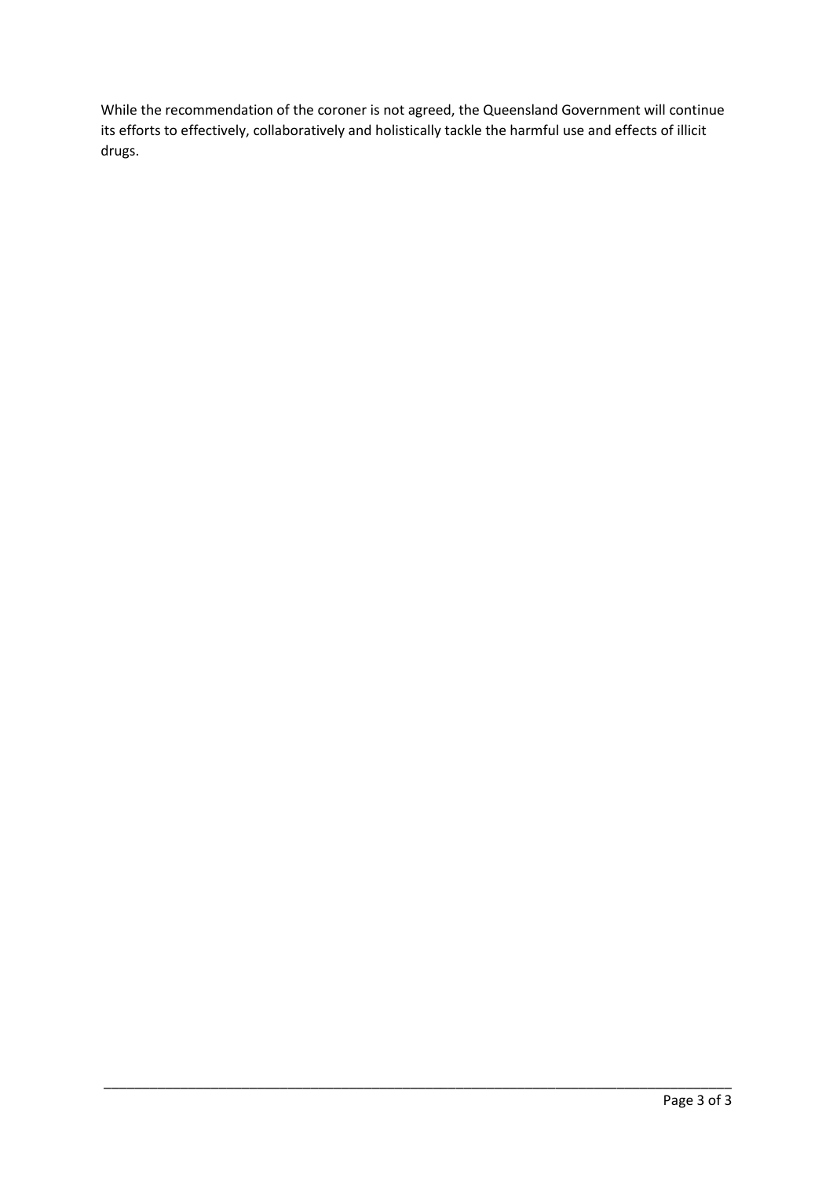While the recommendation of the coroner is not agreed, the Queensland Government will continue its efforts to effectively, collaboratively and holistically tackle the harmful use and effects of illicit drugs.